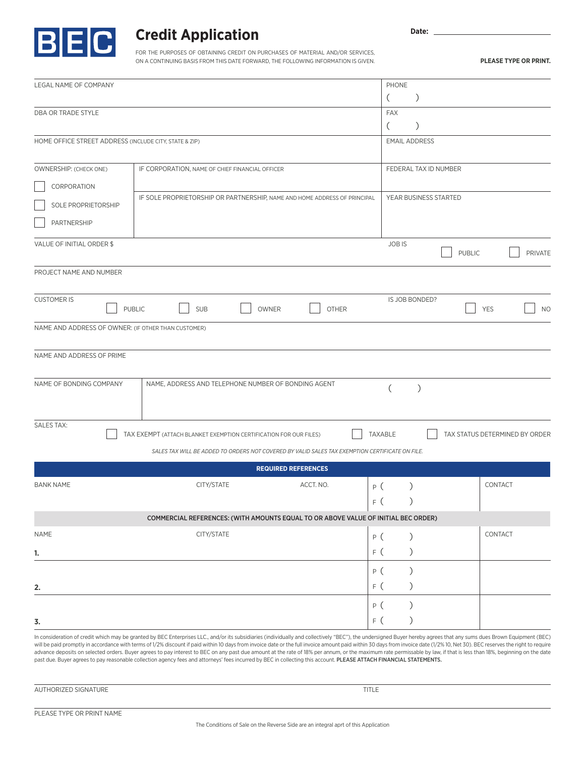BEC

# Credit Application

Date: ______________________

FOR THE PURPOSES OF OBTAINING CREDIT ON PURCHASES OF MATERIAL AND/OR SERVICES, ON A CONTINUING BASIS FROM THIS DATE FORWARD, THE FOLLOWING INFORMATION IS GIVEN.

**PLEASE TYPE OR PRINT.**

| | |
|---|---|
| LEGAL NAME OF COMPANY | PHONE ( ) |
| DBA OR TRADE STYLE | FAX ( ) |
| HOME OFFICE STREET ADDRESS (INCLUDE CITY, STATE & ZIP) | EMAIL ADDRESS |

| | | |
|---|---|---|
| OWNERSHIP: (CHECK ONE) ☐ CORPORATION ☐ SOLE PROPRIETORSHIP ☐ PARTNERSHIP | IF CORPORATION, NAME OF CHIEF FINANCIAL OFFICER | FEDERAL TAX ID NUMBER |
| | IF SOLE PROPRIETORSHIP OR PARTNERSHIP, NAME AND HOME ADDRESS OF PRINCIPAL | YEAR BUSINESS STARTED |

| | |
|---|---|
| VALUE OF INITIAL ORDER $ | JOB IS ☐ PUBLIC ☐ PRIVATE |
| PROJECT NAME AND NUMBER | |
| CUSTOMER IS ☐ PUBLIC ☐ SUB ☐ OWNER ☐ OTHER | IS JOB BONDED? ☐ YES ☐ NO |

NAME AND ADDRESS OF OWNER: (IF OTHER THAN CUSTOMER)

NAME AND ADDRESS OF PRIME

| NAME OF BONDING COMPANY | NAME, ADDRESS AND TELEPHONE NUMBER OF BONDING AGENT | ( ) |
|---|---|---|

SALES TAX: ☐ TAX EXEMPT (ATTACH BLANKET EXEMPTION CERTIFICATION FOR OUR FILES) ☐ TAXABLE ☐ TAX STATUS DETERMINED BY ORDER

*SALES TAX WILL BE ADDED TO ORDERS NOT COVERED BY VALID SALES TAX EXEMPTION CERTIFICATE ON FILE.*

## REQUIRED REFERENCES

| BANK NAME | CITY/STATE | ACCT. NO. | P ( ) / F ( ) | CONTACT |
|---|---|---|---|---|

**COMMERCIAL REFERENCES: (WITH AMOUNTS EQUAL TO OR ABOVE VALUE OF INITIAL BEC ORDER)**

| NAME | CITY/STATE | | CONTACT |
|---|---|---|---|
| **1.** | | P ( ) / F ( ) | |
| **2.** | | P ( ) / F ( ) | |
| **3.** | | P ( ) / F ( ) | |

In consideration of credit which may be granted by BEC Enterprises LLC., and/or its subsidiaries (individually and collectively "BEC"), the undersigned Buyer hereby agrees that any sums dues Brown Equipment (BEC) will be paid promptly in accordance with terms of 1/2% discount if paid within 10 days from invoice date or the full invoice amount paid within 30 days from invoice date (1/2% 10, Net 30). BEC reserves the right to require advance deposits on selected orders. Buyer agrees to pay interest to BEC on any past due amount at the rate of 18% per annum, or the maximum rate permissable by law, if that is less than 18%, beginning on the date past due. Buyer agrees to pay reasonable collection agency fees and attorneys' fees incurred by BEC in collecting this account. **PLEASE ATTACH FINANCIAL STATEMENTS.**

AUTHORIZED SIGNATURE ______________________ TITLE ______________________

PLEASE TYPE OR PRINT NAME ______________________

The Conditions of Sale on the Reverse Side are an integral aprt of this Application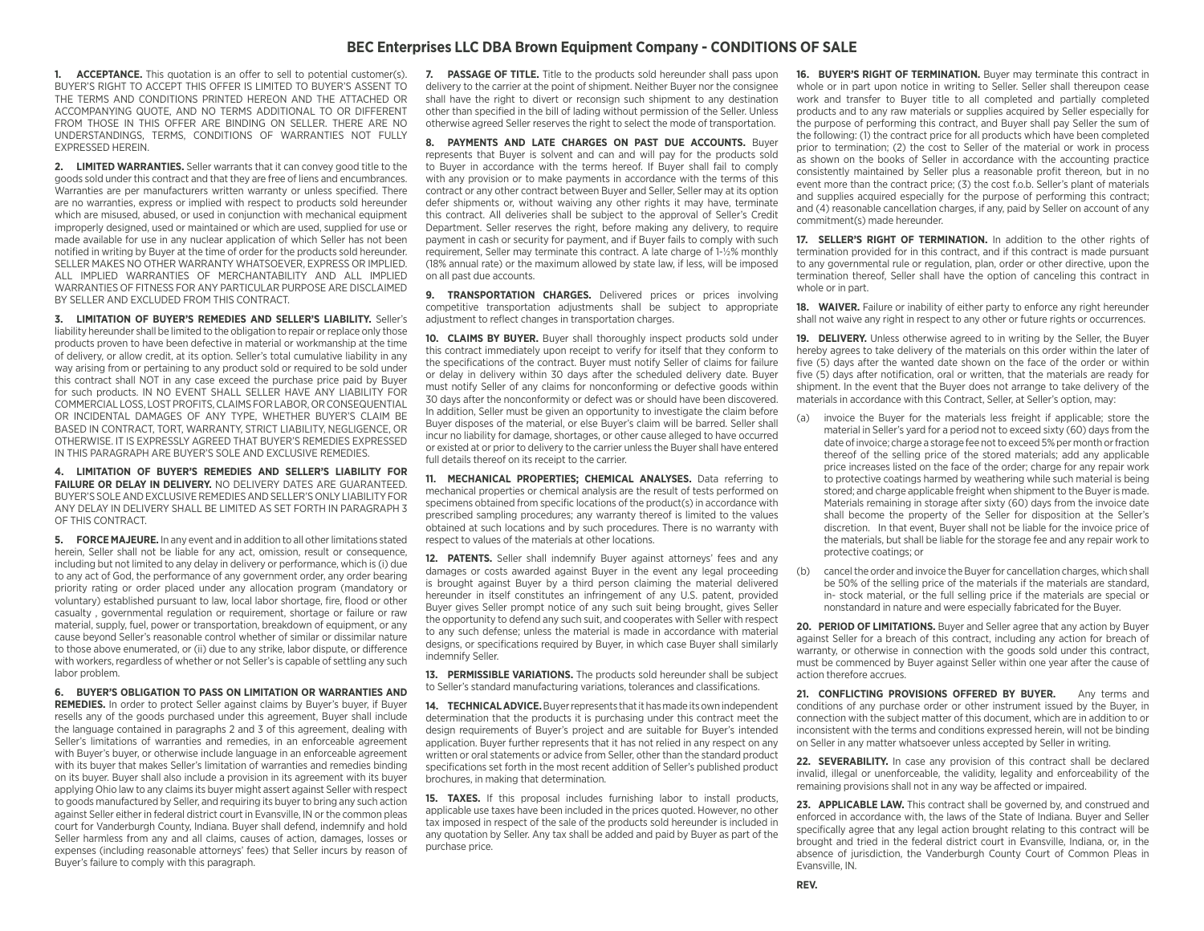# BEC Enterprises LLC DBA Brown Equipment Company - CONDITIONS OF SALE

**1. ACCEPTANCE.** This quotation is an offer to sell to potential customer(s). BUYER'S RIGHT TO ACCEPT THIS OFFER IS LIMITED TO BUYER'S ASSENT TO THE TERMS AND CONDITIONS PRINTED HEREON AND THE ATTACHED OR ACCOMPANYING QUOTE, AND NO TERMS ADDITIONAL TO OR DIFFERENT FROM THOSE IN THIS OFFER ARE BINDING ON SELLER. THERE ARE NO UNDERSTANDINGS, TERMS, CONDITIONS OF WARRANTIES NOT FULLY EXPRESSED HEREIN.

**2. LIMITED WARRANTIES.** Seller warrants that it can convey good title to the goods sold under this contract and that they are free of liens and encumbrances. Warranties are per manufacturers written warranty or unless specified. There are no warranties, express or implied with respect to products sold hereunder which are misused, abused, or used in conjunction with mechanical equipment improperly designed, used or maintained or which are used, supplied for use or made available for use in any nuclear application of which Seller has not been notified in writing by Buyer at the time of order for the products sold hereunder. SELLER MAKES NO OTHER WARRANTY WHATSOEVER, EXPRESS OR IMPLIED. ALL IMPLIED WARRANTIES OF MERCHANTABILITY AND ALL IMPLIED WARRANTIES OF FITNESS FOR ANY PARTICULAR PURPOSE ARE DISCLAIMED BY SELLER AND EXCLUDED FROM THIS CONTRACT.

**3. LIMITATION OF BUYER'S REMEDIES AND SELLER'S LIABILITY.** Seller's liability hereunder shall be limited to the obligation to repair or replace only those products proven to have been defective in material or workmanship at the time of delivery, or allow credit, at its option. Seller's total cumulative liability in any way arising from or pertaining to any product sold or required to be sold under this contract shall NOT in any case exceed the purchase price paid by Buyer for such products. IN NO EVENT SHALL SELLER HAVE ANY LIABILITY FOR COMMERCIAL LOSS, LOST PROFITS, CLAIMS FOR LABOR, OR CONSEQUENTIAL OR INCIDENTAL DAMAGES OF ANY TYPE, WHETHER BUYER'S CLAIM BE BASED IN CONTRACT, TORT, WARRANTY, STRICT LIABILITY, NEGLIGENCE, OR OTHERWISE. IT IS EXPRESSLY AGREED THAT BUYER'S REMEDIES EXPRESSED IN THIS PARAGRAPH ARE BUYER'S SOLE AND EXCLUSIVE REMEDIES.

**4. LIMITATION OF BUYER'S REMEDIES AND SELLER'S LIABILITY FOR FAILURE OR DELAY IN DELIVERY.** NO DELIVERY DATES ARE GUARANTEED. BUYER'S SOLE AND EXCLUSIVE REMEDIES AND SELLER'S ONLY LIABILITY FOR ANY DELAY IN DELIVERY SHALL BE LIMITED AS SET FORTH IN PARAGRAPH 3 OF THIS CONTRACT.

**5. FORCE MAJEURE.** In any event and in addition to all other limitations stated herein, Seller shall not be liable for any act, omission, result or consequence, including but not limited to any delay in delivery or performance, which is (i) due to any act of God, the performance of any government order, any order bearing priority rating or order placed under any allocation program (mandatory or voluntary) established pursuant to law, local labor shortage, fire, flood or other casualty , governmental regulation or requirement, shortage or failure or raw material, supply, fuel, power or transportation, breakdown of equipment, or any cause beyond Seller's reasonable control whether of similar or dissimilar nature to those above enumerated, or (ii) due to any strike, labor dispute, or difference with workers, regardless of whether or not Seller's is capable of settling any such labor problem.

**6. BUYER'S OBLIGATION TO PASS ON LIMITATION OR WARRANTIES AND REMEDIES.** In order to protect Seller against claims by Buyer's buyer, if Buyer resells any of the goods purchased under this agreement, Buyer shall include the language contained in paragraphs 2 and 3 of this agreement, dealing with Seller's limitations of warranties and remedies, in an enforceable agreement with Buyer's buyer, or otherwise include language in an enforceable agreement with its buyer that makes Seller's limitation of warranties and remedies binding on its buyer. Buyer shall also include a provision in its agreement with its buyer applying Ohio law to any claims its buyer might assert against Seller with respect to goods manufactured by Seller, and requiring its buyer to bring any such action against Seller either in federal district court in Evansville, IN or the common pleas court for Vanderburgh County, Indiana. Buyer shall defend, indemnify and hold Seller harmless from any and all claims, causes of action, damages, losses or expenses (including reasonable attorneys' fees) that Seller incurs by reason of Buyer's failure to comply with this paragraph.

**7. PASSAGE OF TITLE.** Title to the products sold hereunder shall pass upon delivery to the carrier at the point of shipment. Neither Buyer nor the consignee shall have the right to divert or reconsign such shipment to any destination other than specified in the bill of lading without permission of the Seller. Unless otherwise agreed Seller reserves the right to select the mode of transportation.

**8. PAYMENTS AND LATE CHARGES ON PAST DUE ACCOUNTS.** Buyer represents that Buyer is solvent and can and will pay for the products sold to Buyer in accordance with the terms hereof. If Buyer shall fail to comply with any provision or to make payments in accordance with the terms of this contract or any other contract between Buyer and Seller, Seller may at its option defer shipments or, without waiving any other rights it may have, terminate this contract. All deliveries shall be subject to the approval of Seller's Credit Department. Seller reserves the right, before making any delivery, to require payment in cash or security for payment, and if Buyer fails to comply with such requirement, Seller may terminate this contract. A late charge of 1-½% monthly (18% annual rate) or the maximum allowed by state law, if less, will be imposed on all past due accounts.

**9. TRANSPORTATION CHARGES.** Delivered prices or prices involving competitive transportation adjustments shall be subject to appropriate adjustment to reflect changes in transportation charges.

**10. CLAIMS BY BUYER.** Buyer shall thoroughly inspect products sold under this contract immediately upon receipt to verify for itself that they conform to the specifications of the contract. Buyer must notify Seller of claims for failure or delay in delivery within 30 days after the scheduled delivery date. Buyer must notify Seller of any claims for nonconforming or defective goods within 30 days after the nonconformity or defect was or should have been discovered. In addition, Seller must be given an opportunity to investigate the claim before Buyer disposes of the material, or else Buyer's claim will be barred. Seller shall incur no liability for damage, shortages, or other cause alleged to have occurred or existed at or prior to delivery to the carrier unless the Buyer shall have entered full details thereof on its receipt to the carrier.

**11. MECHANICAL PROPERTIES; CHEMICAL ANALYSES.** Data referring to mechanical properties or chemical analysis are the result of tests performed on specimens obtained from specific locations of the product(s) in accordance with prescribed sampling procedures; any warranty thereof is limited to the values obtained at such locations and by such procedures. There is no warranty with respect to values of the materials at other locations.

**12. PATENTS.** Seller shall indemnify Buyer against attorneys' fees and any damages or costs awarded against Buyer in the event any legal proceeding is brought against Buyer by a third person claiming the material delivered hereunder in itself constitutes an infringement of any U.S. patent, provided Buyer gives Seller prompt notice of any such suit being brought, gives Seller the opportunity to defend any such suit, and cooperates with Seller with respect to any such defense; unless the material is made in accordance with material designs, or specifications required by Buyer, in which case Buyer shall similarly indemnify Seller.

**13. PERMISSIBLE VARIATIONS.** The products sold hereunder shall be subject to Seller's standard manufacturing variations, tolerances and classifications.

**14. TECHNICAL ADVICE.** Buyer represents that it has made its own independent determination that the products it is purchasing under this contract meet the design requirements of Buyer's project and are suitable for Buyer's intended application. Buyer further represents that it has not relied in any respect on any written or oral statements or advice from Seller, other than the standard product specifications set forth in the most recent addition of Seller's published product brochures, in making that determination.

**15. TAXES.** If this proposal includes furnishing labor to install products, applicable use taxes have been included in the prices quoted. However, no other tax imposed in respect of the sale of the products sold hereunder is included in any quotation by Seller. Any tax shall be added and paid by Buyer as part of the purchase price.

**16. BUYER'S RIGHT OF TERMINATION.** Buyer may terminate this contract in whole or in part upon notice in writing to Seller. Seller shall thereupon cease work and transfer to Buyer title to all completed and partially completed products and to any raw materials or supplies acquired by Seller especially for the purpose of performing this contract, and Buyer shall pay Seller the sum of the following: (1) the contract price for all products which have been completed prior to termination; (2) the cost to Seller of the material or work in process as shown on the books of Seller in accordance with the accounting practice consistently maintained by Seller plus a reasonable profit thereon, but in no event more than the contract price; (3) the cost f.o.b. Seller's plant of materials and supplies acquired especially for the purpose of performing this contract; and (4) reasonable cancellation charges, if any, paid by Seller on account of any commitment(s) made hereunder.

**17. SELLER'S RIGHT OF TERMINATION.** In addition to the other rights of termination provided for in this contract, and if this contract is made pursuant to any governmental rule or regulation, plan, order or other directive, upon the termination thereof, Seller shall have the option of canceling this contract in whole or in part.

**18. WAIVER.** Failure or inability of either party to enforce any right hereunder shall not waive any right in respect to any other or future rights or occurrences.

**19. DELIVERY.** Unless otherwise agreed to in writing by the Seller, the Buyer hereby agrees to take delivery of the materials on this order within the later of five (5) days after the wanted date shown on the face of the order or within five (5) days after notification, oral or written, that the materials are ready for shipment. In the event that the Buyer does not arrange to take delivery of the materials in accordance with this Contract, Seller, at Seller's option, may:

(a) invoice the Buyer for the materials less freight if applicable; store the material in Seller's yard for a period not to exceed sixty (60) days from the date of invoice; charge a storage fee not to exceed 5% per month or fraction thereof of the selling price of the stored materials; add any applicable price increases listed on the face of the order; charge for any repair work to protective coatings harmed by weathering while such material is being stored; and charge applicable freight when shipment to the Buyer is made. Materials remaining in storage after sixty (60) days from the invoice date shall become the property of the Seller for disposition at the Seller's discretion. In that event, Buyer shall not be liable for the invoice price of the materials, but shall be liable for the storage fee and any repair work to protective coatings; or

(b) cancel the order and invoice the Buyer for cancellation charges, which shall be 50% of the selling price of the materials if the materials are standard, in- stock material, or the full selling price if the materials are special or nonstandard in nature and were especially fabricated for the Buyer.

**20. PERIOD OF LIMITATIONS.** Buyer and Seller agree that any action by Buyer against Seller for a breach of this contract, including any action for breach of warranty, or otherwise in connection with the goods sold under this contract, must be commenced by Buyer against Seller within one year after the cause of action therefore accrues.

**21. CONFLICTING PROVISIONS OFFERED BY BUYER.** Any terms and conditions of any purchase order or other instrument issued by the Buyer, in connection with the subject matter of this document, which are in addition to or inconsistent with the terms and conditions expressed herein, will not be binding on Seller in any matter whatsoever unless accepted by Seller in writing.

**22. SEVERABILITY.** In case any provision of this contract shall be declared invalid, illegal or unenforceable, the validity, legality and enforceability of the remaining provisions shall not in any way be affected or impaired.

**23. APPLICABLE LAW.** This contract shall be governed by, and construed and enforced in accordance with, the laws of the State of Indiana. Buyer and Seller specifically agree that any legal action brought relating to this contract will be brought and tried in the federal district court in Evansville, Indiana, or, in the absence of jurisdiction, the Vanderburgh County Court of Common Pleas in Evansville, IN.

**REV.**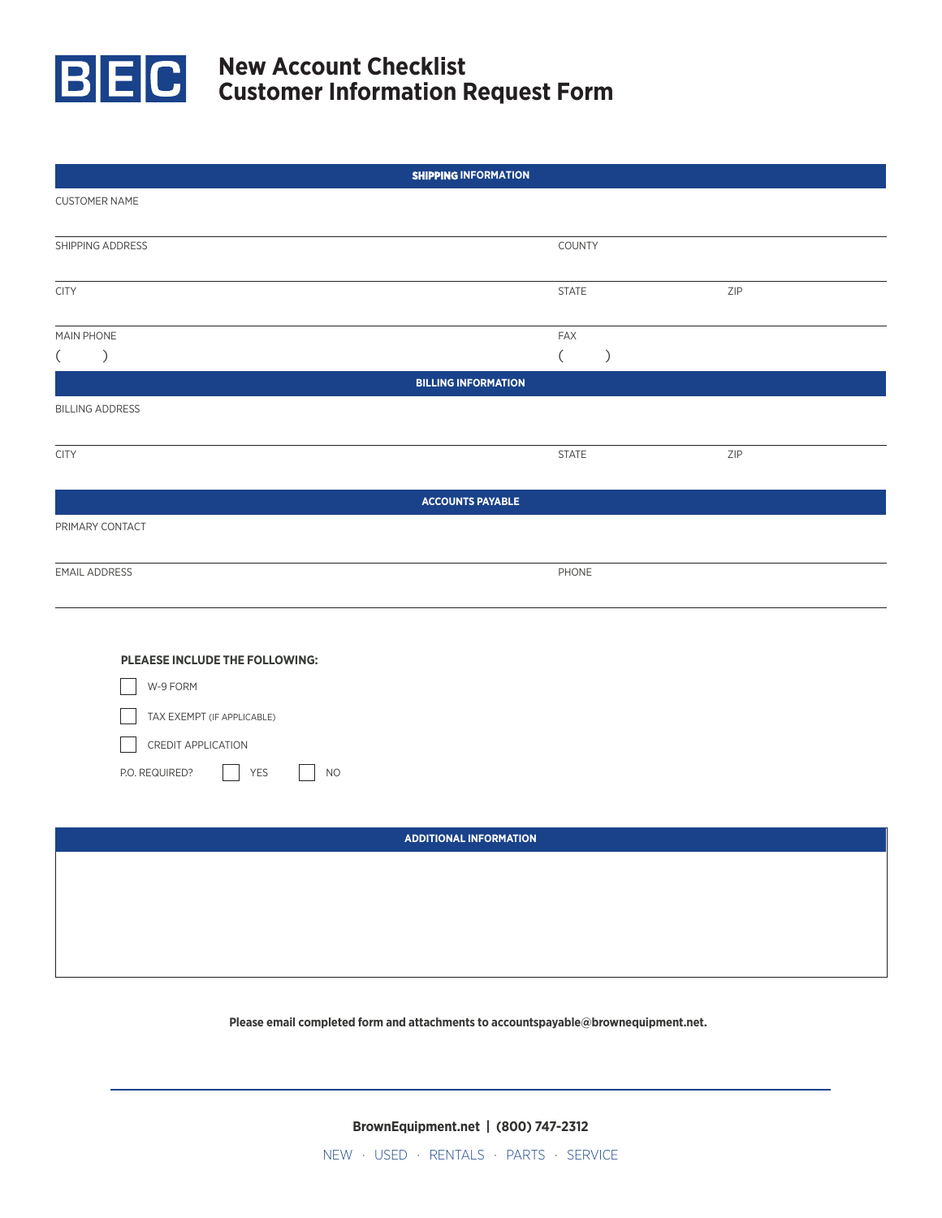# BEC New Account Checklist Customer Information Request Form

**SHIPPING INFORMATION**

CUSTOMER NAME

SHIPPING ADDRESS | COUNTY

CITY | STATE | ZIP

MAIN PHONE ( ) | FAX ( )

**BILLING INFORMATION**

BILLING ADDRESS

CITY | STATE | ZIP

**ACCOUNTS PAYABLE**

PRIMARY CONTACT

EMAIL ADDRESS | PHONE

**PLEAESE INCLUDE THE FOLLOWING:**

- ☐ W-9 FORM
- ☐ TAX EXEMPT (IF APPLICABLE)
- ☐ CREDIT APPLICATION

P.O. REQUIRED? ☐ YES ☐ NO

**ADDITIONAL INFORMATION**

**Please email completed form and attachments to accountspayable@brownequipment.net.**

**BrownEquipment.net | (800) 747-2312**

NEW · USED · RENTALS · PARTS · SERVICE